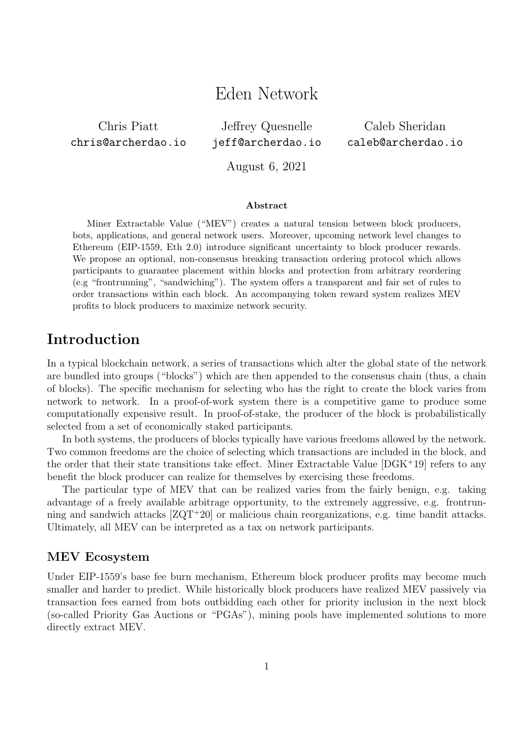# Eden Network

Chris Piatt
chris@archerdao.io

Jeffrey Quesnelle
jeff@archerdao.io

Caleb Sheridan
caleb@archerdao.io

August 6, 2021

**Abstract**

Miner Extractable Value ("MEV") creates a natural tension between block producers, bots, applications, and general network users. Moreover, upcoming network level changes to Ethereum (EIP-1559, Eth 2.0) introduce significant uncertainty to block producer rewards. We propose an optional, non-consensus breaking transaction ordering protocol which allows participants to guarantee placement within blocks and protection from arbitrary reordering (e.g "frontrunning", "sandwiching"). The system offers a transparent and fair set of rules to order transactions within each block. An accompanying token reward system realizes MEV profits to block producers to maximize network security.

## Introduction

In a typical blockchain network, a series of transactions which alter the global state of the network are bundled into groups ("blocks") which are then appended to the consensus chain (thus, a chain of blocks). The specific mechanism for selecting who has the right to create the block varies from network to network. In a proof-of-work system there is a competitive game to produce some computationally expensive result. In proof-of-stake, the producer of the block is probabilistically selected from a set of economically staked participants.

In both systems, the producers of blocks typically have various freedoms allowed by the network. Two common freedoms are the choice of selecting which transactions are included in the block, and the order that their state transitions take effect. Miner Extractable Value [DGK+19] refers to any benefit the block producer can realize for themselves by exercising these freedoms.

The particular type of MEV that can be realized varies from the fairly benign, e.g. taking advantage of a freely available arbitrage opportunity, to the extremely aggressive, e.g. frontrunning and sandwich attacks [ZQT+20] or malicious chain reorganizations, e.g. time bandit attacks. Ultimately, all MEV can be interpreted as a tax on network participants.

### MEV Ecosystem

Under EIP-1559's base fee burn mechanism, Ethereum block producer profits may become much smaller and harder to predict. While historically block producers have realized MEV passively via transaction fees earned from bots outbidding each other for priority inclusion in the next block (so-called Priority Gas Auctions or "PGAs"), mining pools have implemented solutions to more directly extract MEV.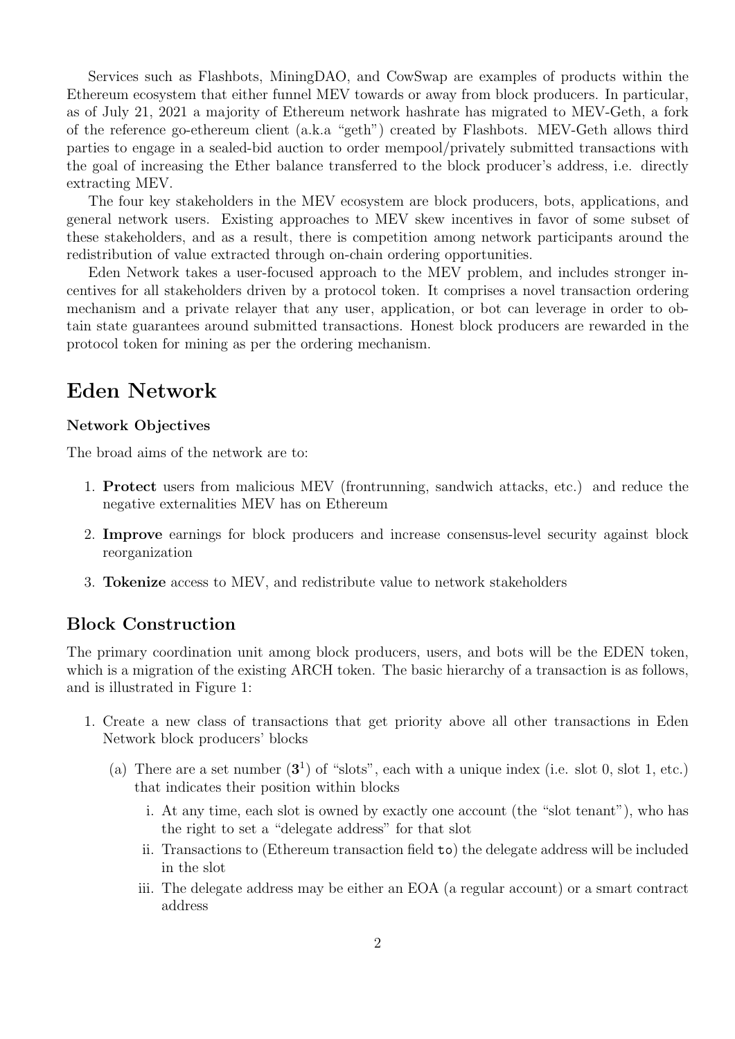Services such as Flashbots, MiningDAO, and CowSwap are examples of products within the Ethereum ecosystem that either funnel MEV towards or away from block producers. In particular, as of July 21, 2021 a majority of Ethereum network hashrate has migrated to MEV-Geth, a fork of the reference go-ethereum client (a.k.a "geth") created by Flashbots. MEV-Geth allows third parties to engage in a sealed-bid auction to order mempool/privately submitted transactions with the goal of increasing the Ether balance transferred to the block producer's address, i.e. directly extracting MEV.

The four key stakeholders in the MEV ecosystem are block producers, bots, applications, and general network users. Existing approaches to MEV skew incentives in favor of some subset of these stakeholders, and as a result, there is competition among network participants around the redistribution of value extracted through on-chain ordering opportunities.

Eden Network takes a user-focused approach to the MEV problem, and includes stronger incentives for all stakeholders driven by a protocol token. It comprises a novel transaction ordering mechanism and a private relayer that any user, application, or bot can leverage in order to obtain state guarantees around submitted transactions. Honest block producers are rewarded in the protocol token for mining as per the ordering mechanism.

# Eden Network

### Network Objectives

The broad aims of the network are to:

1. **Protect** users from malicious MEV (frontrunning, sandwich attacks, etc.) and reduce the negative externalities MEV has on Ethereum
2. **Improve** earnings for block producers and increase consensus-level security against block reorganization
3. **Tokenize** access to MEV, and redistribute value to network stakeholders

## Block Construction

The primary coordination unit among block producers, users, and bots will be the EDEN token, which is a migration of the existing ARCH token. The basic hierarchy of a transaction is as follows, and is illustrated in Figure 1:

1. Create a new class of transactions that get priority above all other transactions in Eden Network block producers' blocks
   (a) There are a set number (**3**[1]) of "slots", each with a unique index (i.e. slot 0, slot 1, etc.) that indicates their position within blocks
      i. At any time, each slot is owned by exactly one account (the "slot tenant"), who has the right to set a "delegate address" for that slot
      ii. Transactions to (Ethereum transaction field `to`) the delegate address will be included in the slot
      iii. The delegate address may be either an EOA (a regular account) or a smart contract address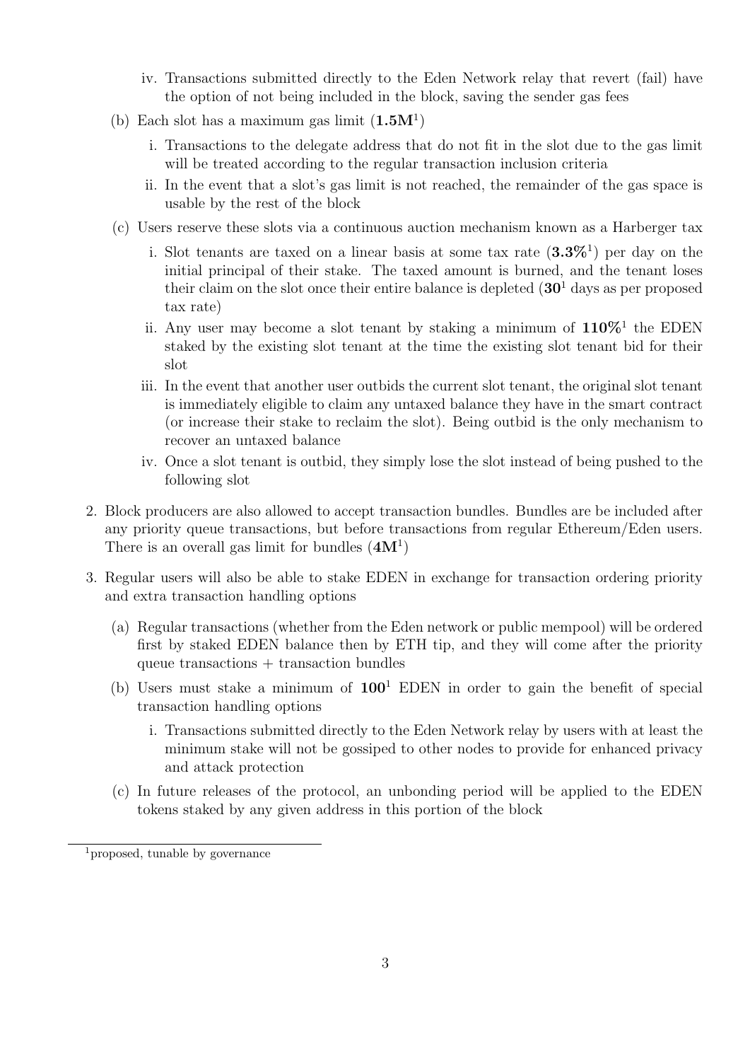iv. Transactions submitted directly to the Eden Network relay that revert (fail) have the option of not being included in the block, saving the sender gas fees

(b) Each slot has a maximum gas limit (**1.5M**[1])

   i. Transactions to the delegate address that do not fit in the slot due to the gas limit will be treated according to the regular transaction inclusion criteria

   ii. In the event that a slot's gas limit is not reached, the remainder of the gas space is usable by the rest of the block

(c) Users reserve these slots via a continuous auction mechanism known as a Harberger tax

   i. Slot tenants are taxed on a linear basis at some tax rate (**3.3%**[1]) per day on the initial principal of their stake. The taxed amount is burned, and the tenant loses their claim on the slot once their entire balance is depleted (**30**[1] days as per proposed tax rate)

   ii. Any user may become a slot tenant by staking a minimum of **110%**[1] the EDEN staked by the existing slot tenant at the time the existing slot tenant bid for their slot

   iii. In the event that another user outbids the current slot tenant, the original slot tenant is immediately eligible to claim any untaxed balance they have in the smart contract (or increase their stake to reclaim the slot). Being outbid is the only mechanism to recover an untaxed balance

   iv. Once a slot tenant is outbid, they simply lose the slot instead of being pushed to the following slot

2. Block producers are also allowed to accept transaction bundles. Bundles are be included after any priority queue transactions, but before transactions from regular Ethereum/Eden users. There is an overall gas limit for bundles (**4M**[1])

3. Regular users will also be able to stake EDEN in exchange for transaction ordering priority and extra transaction handling options

   (a) Regular transactions (whether from the Eden network or public mempool) will be ordered first by staked EDEN balance then by ETH tip, and they will come after the priority queue transactions + transaction bundles

   (b) Users must stake a minimum of **100**[1] EDEN in order to gain the benefit of special transaction handling options

      i. Transactions submitted directly to the Eden Network relay by users with at least the minimum stake will not be gossiped to other nodes to provide for enhanced privacy and attack protection

   (c) In future releases of the protocol, an unbonding period will be applied to the EDEN tokens staked by any given address in this portion of the block

---

[1] proposed, tunable by governance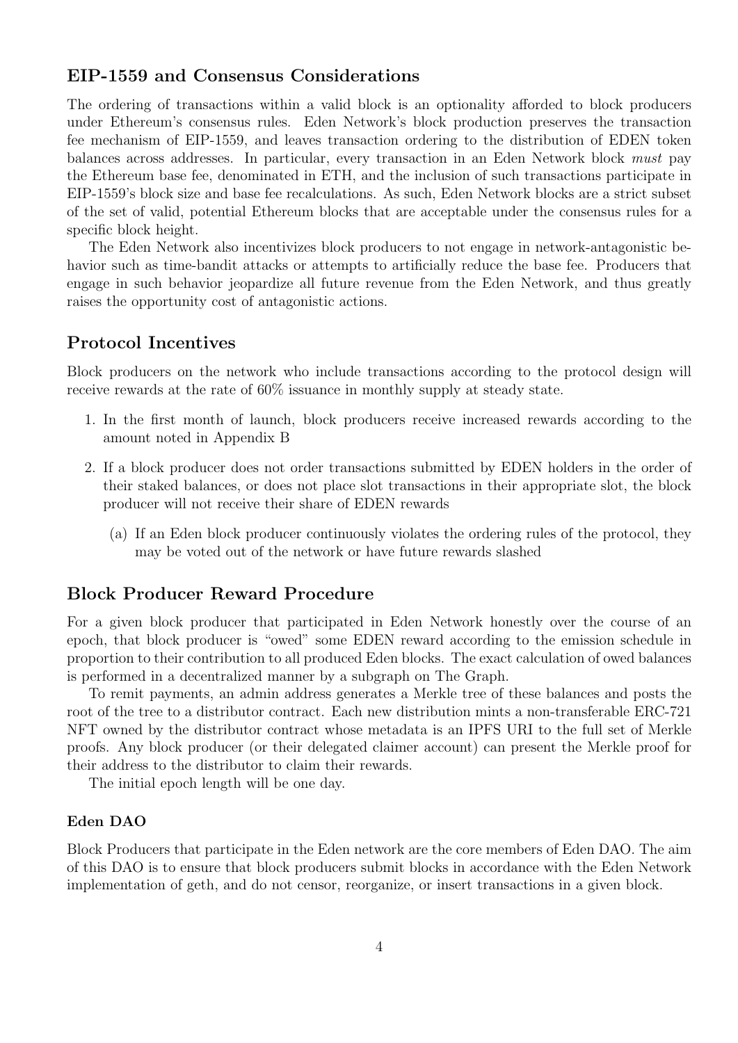## EIP-1559 and Consensus Considerations

The ordering of transactions within a valid block is an optionality afforded to block producers under Ethereum's consensus rules. Eden Network's block production preserves the transaction fee mechanism of EIP-1559, and leaves transaction ordering to the distribution of EDEN token balances across addresses. In particular, every transaction in an Eden Network block *must* pay the Ethereum base fee, denominated in ETH, and the inclusion of such transactions participate in EIP-1559's block size and base fee recalculations. As such, Eden Network blocks are a strict subset of the set of valid, potential Ethereum blocks that are acceptable under the consensus rules for a specific block height.

The Eden Network also incentivizes block producers to not engage in network-antagonistic behavior such as time-bandit attacks or attempts to artificially reduce the base fee. Producers that engage in such behavior jeopardize all future revenue from the Eden Network, and thus greatly raises the opportunity cost of antagonistic actions.

## Protocol Incentives

Block producers on the network who include transactions according to the protocol design will receive rewards at the rate of 60% issuance in monthly supply at steady state.

1. In the first month of launch, block producers receive increased rewards according to the amount noted in Appendix B
2. If a block producer does not order transactions submitted by EDEN holders in the order of their staked balances, or does not place slot transactions in their appropriate slot, the block producer will not receive their share of EDEN rewards
   (a) If an Eden block producer continuously violates the ordering rules of the protocol, they may be voted out of the network or have future rewards slashed

## Block Producer Reward Procedure

For a given block producer that participated in Eden Network honestly over the course of an epoch, that block producer is "owed" some EDEN reward according to the emission schedule in proportion to their contribution to all produced Eden blocks. The exact calculation of owed balances is performed in a decentralized manner by a subgraph on The Graph.

To remit payments, an admin address generates a Merkle tree of these balances and posts the root of the tree to a distributor contract. Each new distribution mints a non-transferable ERC-721 NFT owned by the distributor contract whose metadata is an IPFS URI to the full set of Merkle proofs. Any block producer (or their delegated claimer account) can present the Merkle proof for their address to the distributor to claim their rewards.

The initial epoch length will be one day.

### Eden DAO

Block Producers that participate in the Eden network are the core members of Eden DAO. The aim of this DAO is to ensure that block producers submit blocks in accordance with the Eden Network implementation of geth, and do not censor, reorganize, or insert transactions in a given block.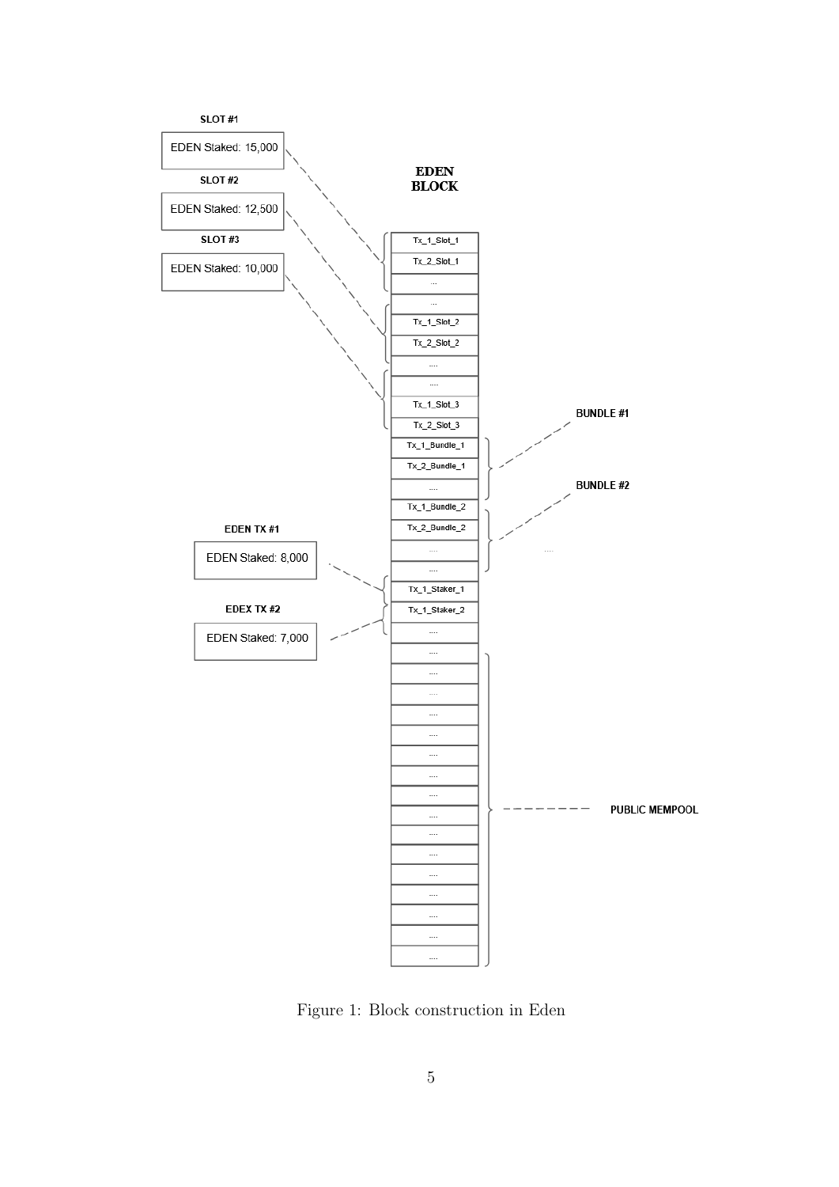Figure 1: Block construction in Eden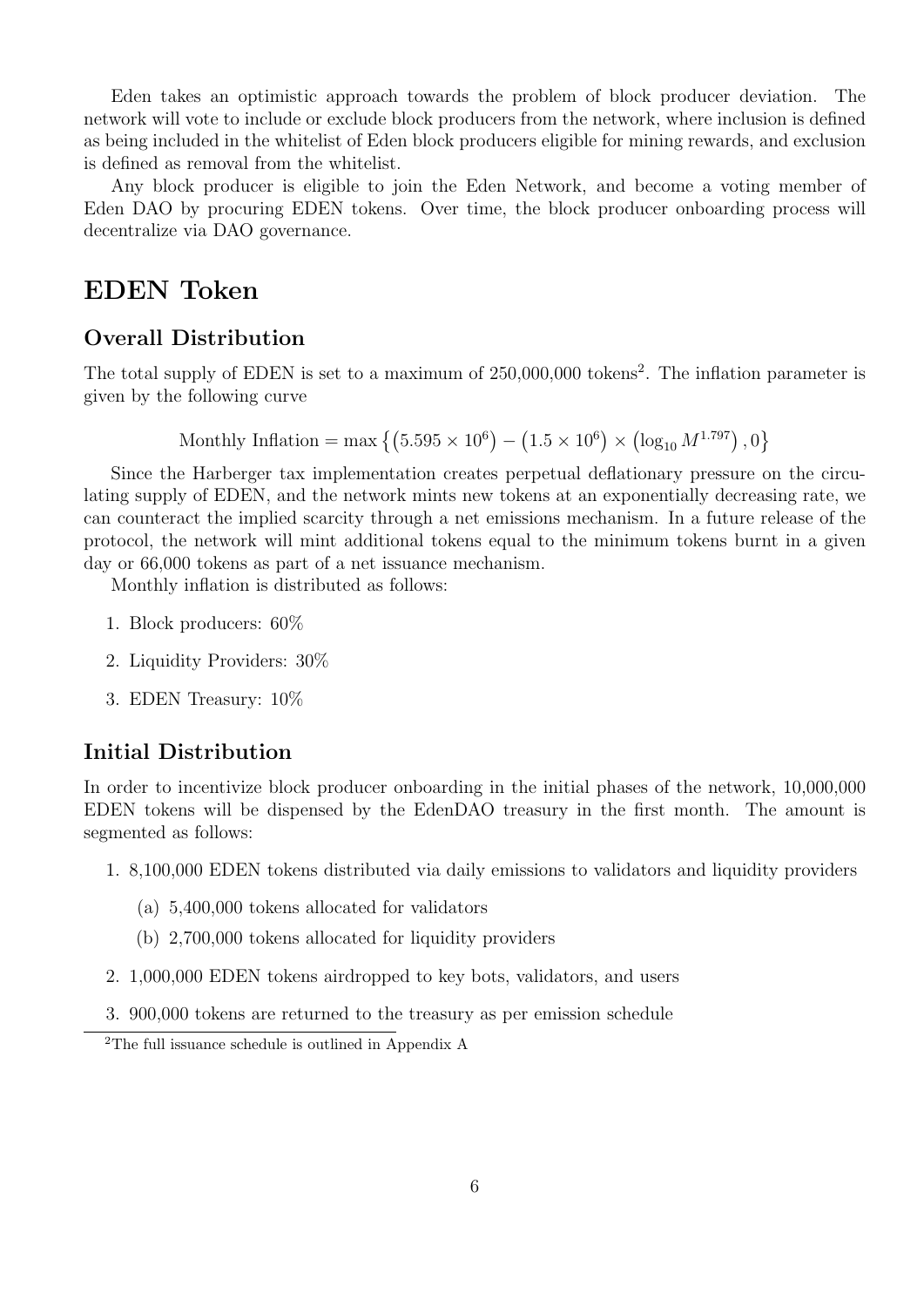Eden takes an optimistic approach towards the problem of block producer deviation. The network will vote to include or exclude block producers from the network, where inclusion is defined as being included in the whitelist of Eden block producers eligible for mining rewards, and exclusion is defined as removal from the whitelist.

Any block producer is eligible to join the Eden Network, and become a voting member of Eden DAO by procuring EDEN tokens. Over time, the block producer onboarding process will decentralize via DAO governance.

# EDEN Token

## Overall Distribution

The total supply of EDEN is set to a maximum of 250,000,000 tokens[2]. The inflation parameter is given by the following curve

$$\text{Monthly Inflation} = \max\left\{\left(5.595 \times 10^{6}\right) - \left(1.5 \times 10^{6}\right) \times \left(\log_{10} M^{1.797}\right), 0\right\}$$

Since the Harberger tax implementation creates perpetual deflationary pressure on the circulating supply of EDEN, and the network mints new tokens at an exponentially decreasing rate, we can counteract the implied scarcity through a net emissions mechanism. In a future release of the protocol, the network will mint additional tokens equal to the minimum tokens burnt in a given day or 66,000 tokens as part of a net issuance mechanism.

Monthly inflation is distributed as follows:

1. Block producers: 60%
2. Liquidity Providers: 30%
3. EDEN Treasury: 10%

## Initial Distribution

In order to incentivize block producer onboarding in the initial phases of the network, 10,000,000 EDEN tokens will be dispensed by the EdenDAO treasury in the first month. The amount is segmented as follows:

1. 8,100,000 EDEN tokens distributed via daily emissions to validators and liquidity providers
   (a) 5,400,000 tokens allocated for validators
   (b) 2,700,000 tokens allocated for liquidity providers
2. 1,000,000 EDEN tokens airdropped to key bots, validators, and users
3. 900,000 tokens are returned to the treasury as per emission schedule

[2] The full issuance schedule is outlined in Appendix A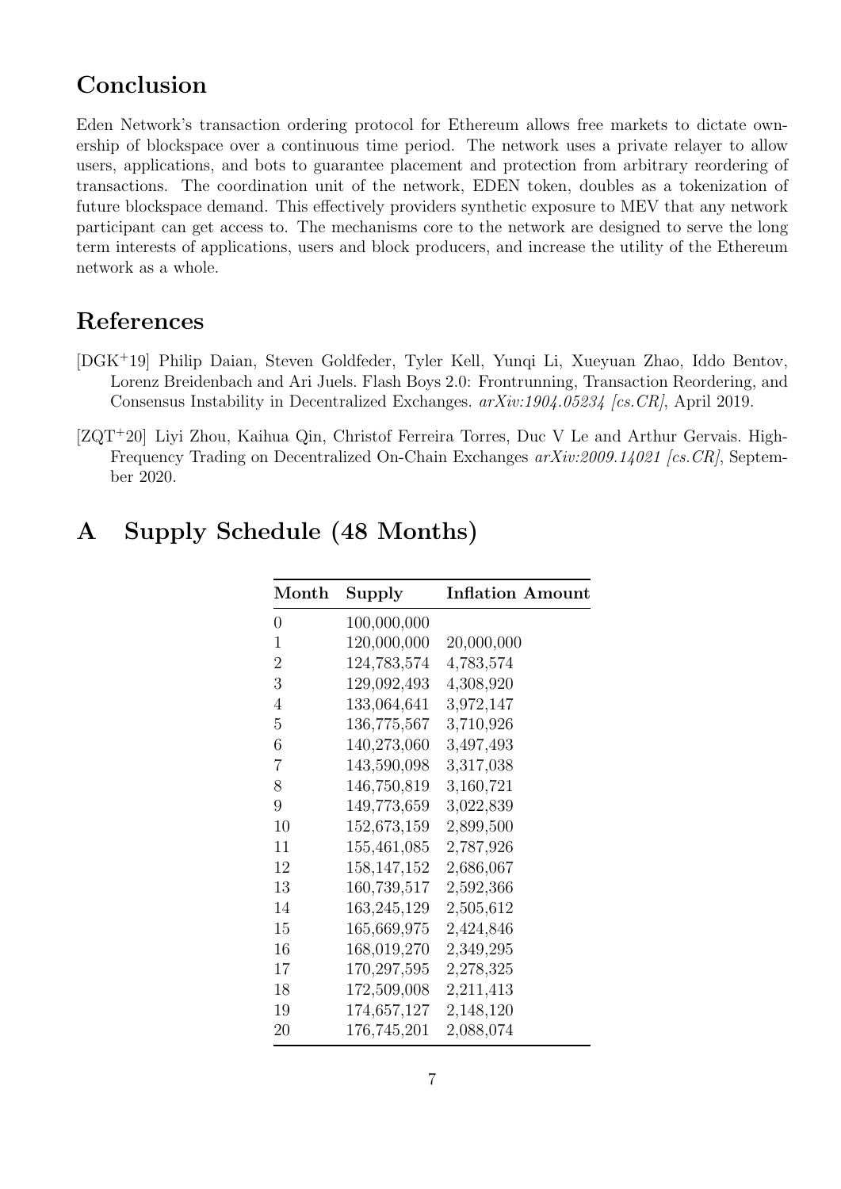## Conclusion

Eden Network's transaction ordering protocol for Ethereum allows free markets to dictate ownership of blockspace over a continuous time period. The network uses a private relayer to allow users, applications, and bots to guarantee placement and protection from arbitrary reordering of transactions. The coordination unit of the network, EDEN token, doubles as a tokenization of future blockspace demand. This effectively providers synthetic exposure to MEV that any network participant can get access to. The mechanisms core to the network are designed to serve the long term interests of applications, users and block producers, and increase the utility of the Ethereum network as a whole.

## References

[DGK+19] Philip Daian, Steven Goldfeder, Tyler Kell, Yunqi Li, Xueyuan Zhao, Iddo Bentov, Lorenz Breidenbach and Ari Juels. Flash Boys 2.0: Frontrunning, Transaction Reordering, and Consensus Instability in Decentralized Exchanges. *arXiv:1904.05234 [cs.CR]*, April 2019.

[ZQT+20] Liyi Zhou, Kaihua Qin, Christof Ferreira Torres, Duc V Le and Arthur Gervais. High-Frequency Trading on Decentralized On-Chain Exchanges *arXiv:2009.14021 [cs.CR]*, September 2020.

## A Supply Schedule (48 Months)

| Month | Supply | Inflation Amount |
|---|---|---|
| 0 | 100,000,000 | |
| 1 | 120,000,000 | 20,000,000 |
| 2 | 124,783,574 | 4,783,574 |
| 3 | 129,092,493 | 4,308,920 |
| 4 | 133,064,641 | 3,972,147 |
| 5 | 136,775,567 | 3,710,926 |
| 6 | 140,273,060 | 3,497,493 |
| 7 | 143,590,098 | 3,317,038 |
| 8 | 146,750,819 | 3,160,721 |
| 9 | 149,773,659 | 3,022,839 |
| 10 | 152,673,159 | 2,899,500 |
| 11 | 155,461,085 | 2,787,926 |
| 12 | 158,147,152 | 2,686,067 |
| 13 | 160,739,517 | 2,592,366 |
| 14 | 163,245,129 | 2,505,612 |
| 15 | 165,669,975 | 2,424,846 |
| 16 | 168,019,270 | 2,349,295 |
| 17 | 170,297,595 | 2,278,325 |
| 18 | 172,509,008 | 2,211,413 |
| 19 | 174,657,127 | 2,148,120 |
| 20 | 176,745,201 | 2,088,074 |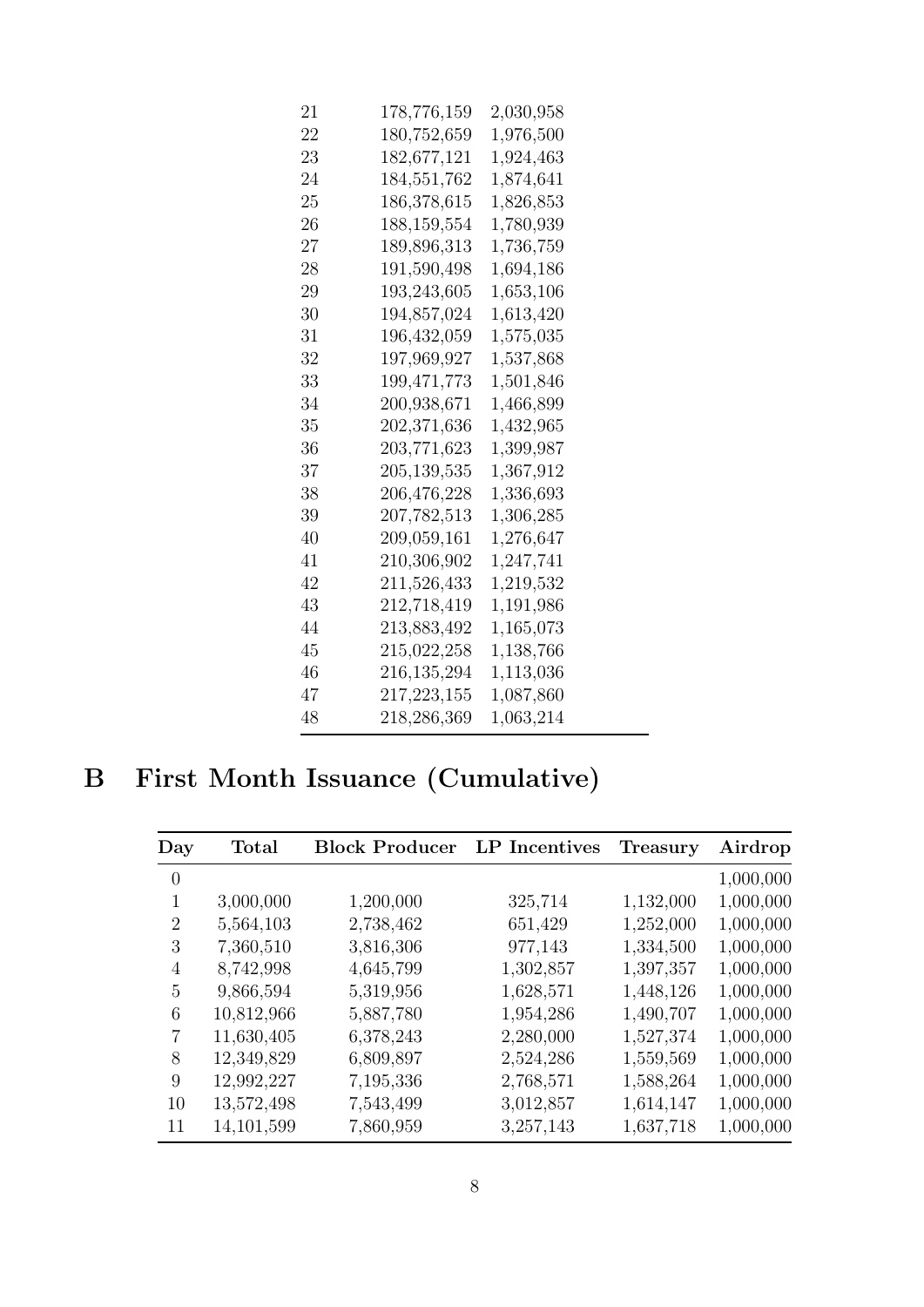| | | |
|---|---|---|
| 21 | 178,776,159 | 2,030,958 |
| 22 | 180,752,659 | 1,976,500 |
| 23 | 182,677,121 | 1,924,463 |
| 24 | 184,551,762 | 1,874,641 |
| 25 | 186,378,615 | 1,826,853 |
| 26 | 188,159,554 | 1,780,939 |
| 27 | 189,896,313 | 1,736,759 |
| 28 | 191,590,498 | 1,694,186 |
| 29 | 193,243,605 | 1,653,106 |
| 30 | 194,857,024 | 1,613,420 |
| 31 | 196,432,059 | 1,575,035 |
| 32 | 197,969,927 | 1,537,868 |
| 33 | 199,471,773 | 1,501,846 |
| 34 | 200,938,671 | 1,466,899 |
| 35 | 202,371,636 | 1,432,965 |
| 36 | 203,771,623 | 1,399,987 |
| 37 | 205,139,535 | 1,367,912 |
| 38 | 206,476,228 | 1,336,693 |
| 39 | 207,782,513 | 1,306,285 |
| 40 | 209,059,161 | 1,276,647 |
| 41 | 210,306,902 | 1,247,741 |
| 42 | 211,526,433 | 1,219,532 |
| 43 | 212,718,419 | 1,191,986 |
| 44 | 213,883,492 | 1,165,073 |
| 45 | 215,022,258 | 1,138,766 |
| 46 | 216,135,294 | 1,113,036 |
| 47 | 217,223,155 | 1,087,860 |
| 48 | 218,286,369 | 1,063,214 |

# B First Month Issuance (Cumulative)

| Day | Total | Block Producer | LP Incentives | Treasury | Airdrop |
|---|---|---|---|---|---|
| 0 | | | | | 1,000,000 |
| 1 | 3,000,000 | 1,200,000 | 325,714 | 1,132,000 | 1,000,000 |
| 2 | 5,564,103 | 2,738,462 | 651,429 | 1,252,000 | 1,000,000 |
| 3 | 7,360,510 | 3,816,306 | 977,143 | 1,334,500 | 1,000,000 |
| 4 | 8,742,998 | 4,645,799 | 1,302,857 | 1,397,357 | 1,000,000 |
| 5 | 9,866,594 | 5,319,956 | 1,628,571 | 1,448,126 | 1,000,000 |
| 6 | 10,812,966 | 5,887,780 | 1,954,286 | 1,490,707 | 1,000,000 |
| 7 | 11,630,405 | 6,378,243 | 2,280,000 | 1,527,374 | 1,000,000 |
| 8 | 12,349,829 | 6,809,897 | 2,524,286 | 1,559,569 | 1,000,000 |
| 9 | 12,992,227 | 7,195,336 | 2,768,571 | 1,588,264 | 1,000,000 |
| 10 | 13,572,498 | 7,543,499 | 3,012,857 | 1,614,147 | 1,000,000 |
| 11 | 14,101,599 | 7,860,959 | 3,257,143 | 1,637,718 | 1,000,000 |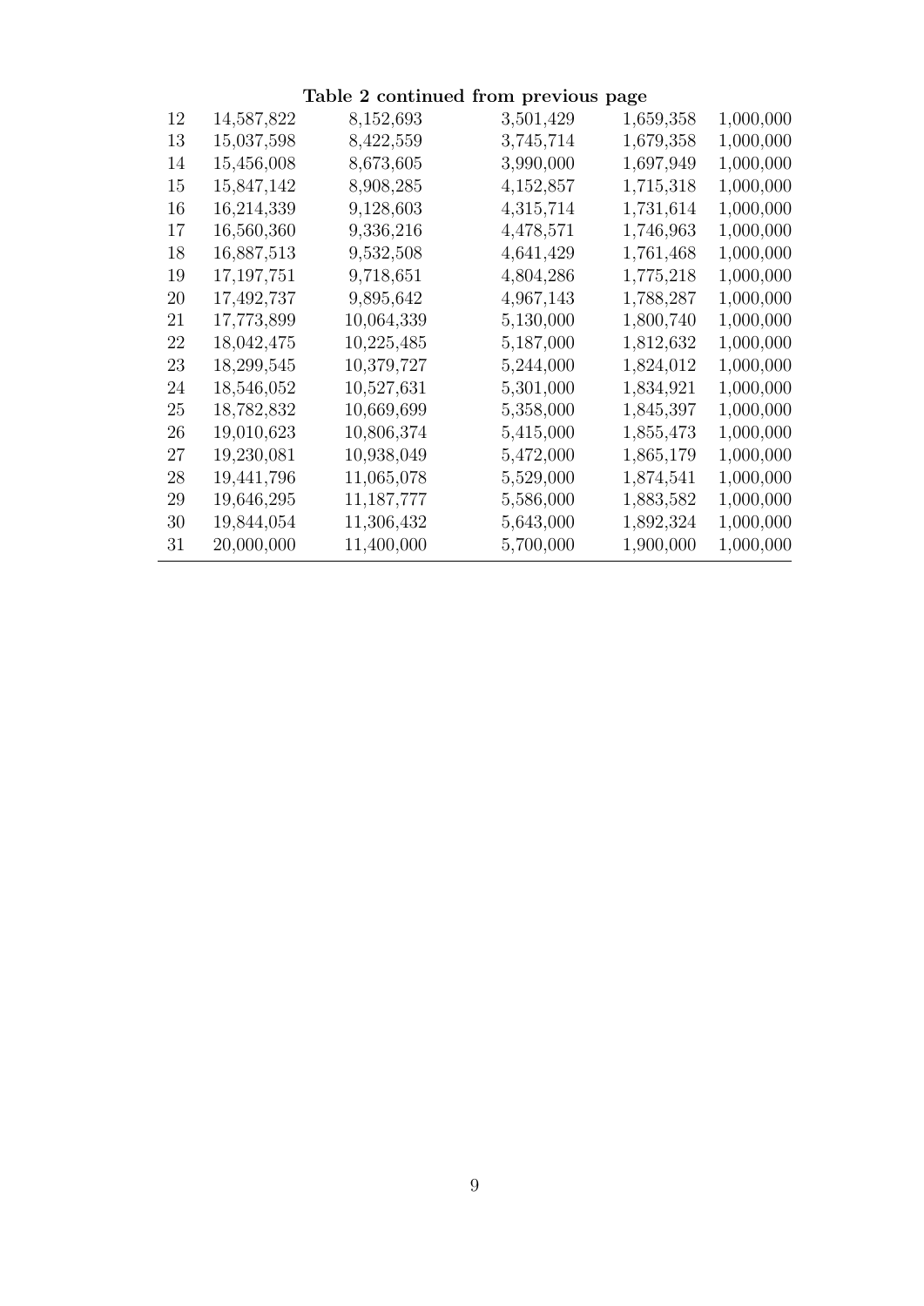**Table 2 continued from previous page**

| | | | | | |
|---|---|---|---|---|---|
| 12 | 14,587,822 | 8,152,693 | 3,501,429 | 1,659,358 | 1,000,000 |
| 13 | 15,037,598 | 8,422,559 | 3,745,714 | 1,679,358 | 1,000,000 |
| 14 | 15,456,008 | 8,673,605 | 3,990,000 | 1,697,949 | 1,000,000 |
| 15 | 15,847,142 | 8,908,285 | 4,152,857 | 1,715,318 | 1,000,000 |
| 16 | 16,214,339 | 9,128,603 | 4,315,714 | 1,731,614 | 1,000,000 |
| 17 | 16,560,360 | 9,336,216 | 4,478,571 | 1,746,963 | 1,000,000 |
| 18 | 16,887,513 | 9,532,508 | 4,641,429 | 1,761,468 | 1,000,000 |
| 19 | 17,197,751 | 9,718,651 | 4,804,286 | 1,775,218 | 1,000,000 |
| 20 | 17,492,737 | 9,895,642 | 4,967,143 | 1,788,287 | 1,000,000 |
| 21 | 17,773,899 | 10,064,339 | 5,130,000 | 1,800,740 | 1,000,000 |
| 22 | 18,042,475 | 10,225,485 | 5,187,000 | 1,812,632 | 1,000,000 |
| 23 | 18,299,545 | 10,379,727 | 5,244,000 | 1,824,012 | 1,000,000 |
| 24 | 18,546,052 | 10,527,631 | 5,301,000 | 1,834,921 | 1,000,000 |
| 25 | 18,782,832 | 10,669,699 | 5,358,000 | 1,845,397 | 1,000,000 |
| 26 | 19,010,623 | 10,806,374 | 5,415,000 | 1,855,473 | 1,000,000 |
| 27 | 19,230,081 | 10,938,049 | 5,472,000 | 1,865,179 | 1,000,000 |
| 28 | 19,441,796 | 11,065,078 | 5,529,000 | 1,874,541 | 1,000,000 |
| 29 | 19,646,295 | 11,187,777 | 5,586,000 | 1,883,582 | 1,000,000 |
| 30 | 19,844,054 | 11,306,432 | 5,643,000 | 1,892,324 | 1,000,000 |
| 31 | 20,000,000 | 11,400,000 | 5,700,000 | 1,900,000 | 1,000,000 |